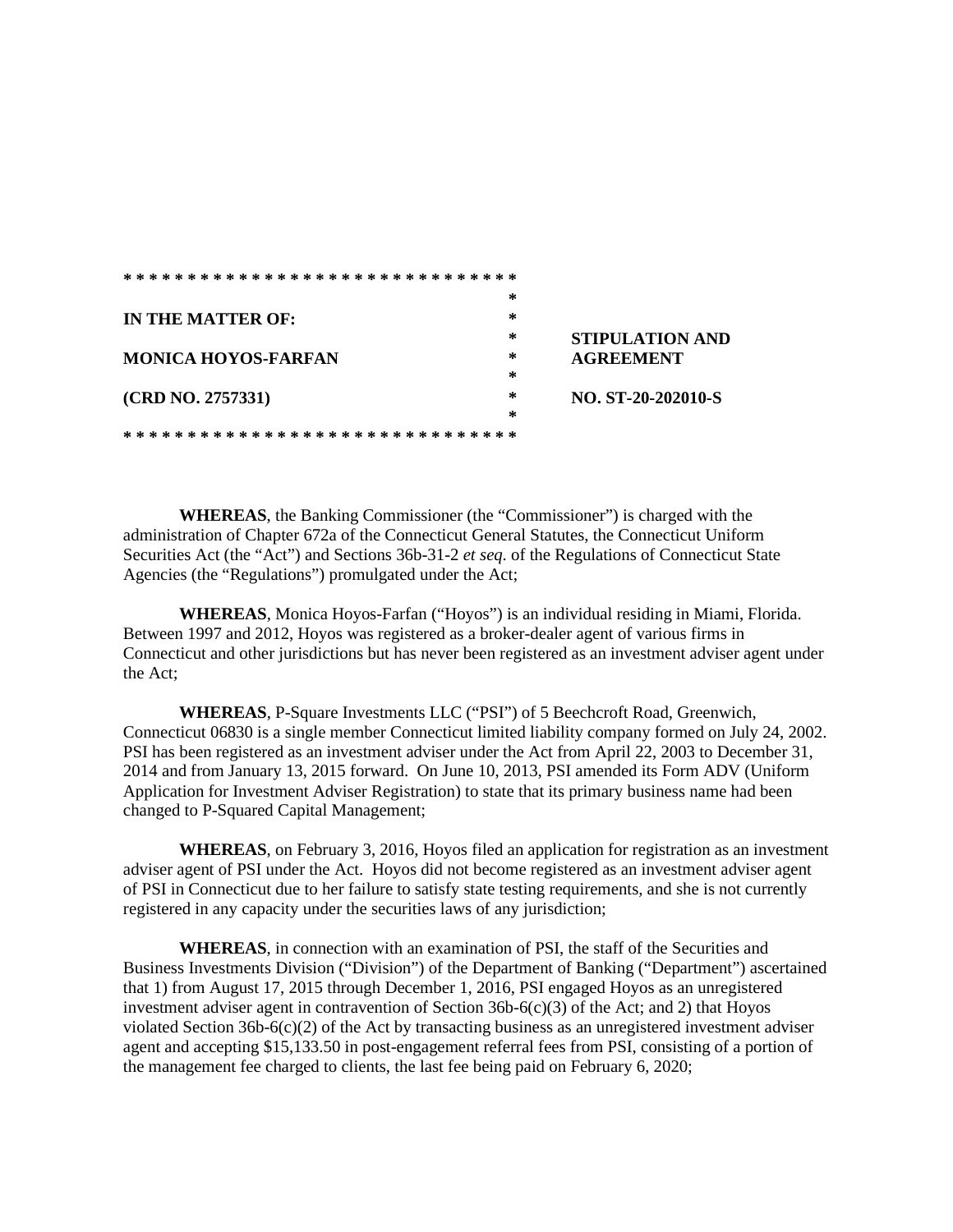| | | |
|---|---|---|
| **IN THE MATTER OF:** | * | **STIPULATION AND AGREEMENT** |
| **MONICA HOYOS-FARFAN** | * | |
| **(CRD NO. 2757331)** | * | **NO. ST-20-202010-S** |

**WHEREAS**, the Banking Commissioner (the "Commissioner") is charged with the administration of Chapter 672a of the Connecticut General Statutes, the Connecticut Uniform Securities Act (the "Act") and Sections 36b-31-2 *et seq.* of the Regulations of Connecticut State Agencies (the "Regulations") promulgated under the Act;

**WHEREAS**, Monica Hoyos-Farfan ("Hoyos") is an individual residing in Miami, Florida. Between 1997 and 2012, Hoyos was registered as a broker-dealer agent of various firms in Connecticut and other jurisdictions but has never been registered as an investment adviser agent under the Act;

**WHEREAS**, P-Square Investments LLC ("PSI") of 5 Beechcroft Road, Greenwich, Connecticut 06830 is a single member Connecticut limited liability company formed on July 24, 2002. PSI has been registered as an investment adviser under the Act from April 22, 2003 to December 31, 2014 and from January 13, 2015 forward. On June 10, 2013, PSI amended its Form ADV (Uniform Application for Investment Adviser Registration) to state that its primary business name had been changed to P-Squared Capital Management;

**WHEREAS**, on February 3, 2016, Hoyos filed an application for registration as an investment adviser agent of PSI under the Act. Hoyos did not become registered as an investment adviser agent of PSI in Connecticut due to her failure to satisfy state testing requirements, and she is not currently registered in any capacity under the securities laws of any jurisdiction;

**WHEREAS**, in connection with an examination of PSI, the staff of the Securities and Business Investments Division ("Division") of the Department of Banking ("Department") ascertained that 1) from August 17, 2015 through December 1, 2016, PSI engaged Hoyos as an unregistered investment adviser agent in contravention of Section 36b-6(c)(3) of the Act; and 2) that Hoyos violated Section 36b-6(c)(2) of the Act by transacting business as an unregistered investment adviser agent and accepting $15,133.50 in post-engagement referral fees from PSI, consisting of a portion of the management fee charged to clients, the last fee being paid on February 6, 2020;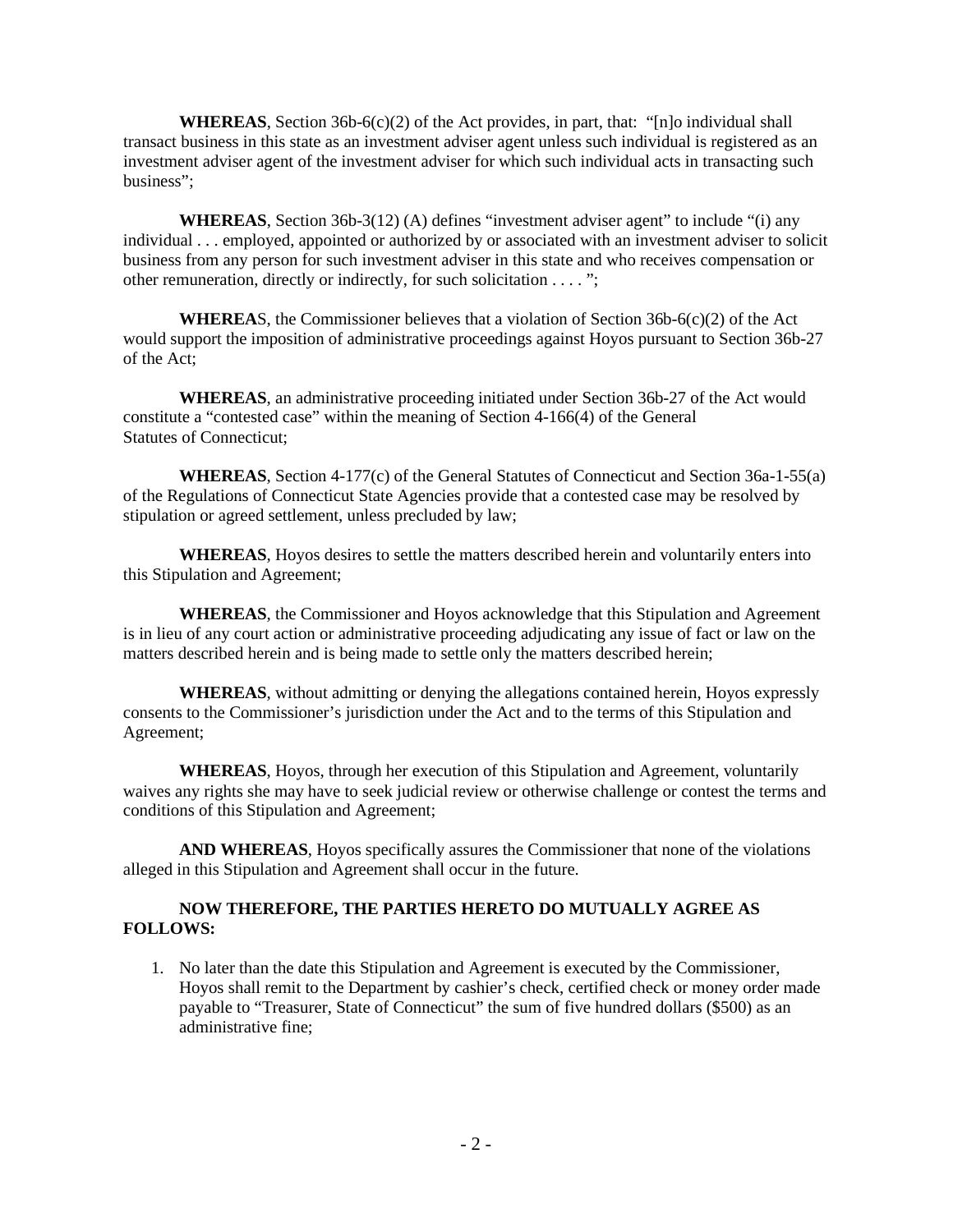**WHEREAS**, Section 36b-6(c)(2) of the Act provides, in part, that: "[n]o individual shall transact business in this state as an investment adviser agent unless such individual is registered as an investment adviser agent of the investment adviser for which such individual acts in transacting such business";

**WHEREAS**, Section 36b-3(12) (A) defines "investment adviser agent" to include "(i) any individual . . . employed, appointed or authorized by or associated with an investment adviser to solicit business from any person for such investment adviser in this state and who receives compensation or other remuneration, directly or indirectly, for such solicitation . . . . ";

**WHEREA**S, the Commissioner believes that a violation of Section 36b-6(c)(2) of the Act would support the imposition of administrative proceedings against Hoyos pursuant to Section 36b-27 of the Act;

**WHEREAS**, an administrative proceeding initiated under Section 36b-27 of the Act would constitute a "contested case" within the meaning of Section 4-166(4) of the General Statutes of Connecticut;

**WHEREAS**, Section 4-177(c) of the General Statutes of Connecticut and Section 36a-1-55(a) of the Regulations of Connecticut State Agencies provide that a contested case may be resolved by stipulation or agreed settlement, unless precluded by law;

**WHEREAS**, Hoyos desires to settle the matters described herein and voluntarily enters into this Stipulation and Agreement;

**WHEREAS**, the Commissioner and Hoyos acknowledge that this Stipulation and Agreement is in lieu of any court action or administrative proceeding adjudicating any issue of fact or law on the matters described herein and is being made to settle only the matters described herein;

**WHEREAS**, without admitting or denying the allegations contained herein, Hoyos expressly consents to the Commissioner's jurisdiction under the Act and to the terms of this Stipulation and Agreement;

**WHEREAS**, Hoyos, through her execution of this Stipulation and Agreement, voluntarily waives any rights she may have to seek judicial review or otherwise challenge or contest the terms and conditions of this Stipulation and Agreement;

**AND WHEREAS**, Hoyos specifically assures the Commissioner that none of the violations alleged in this Stipulation and Agreement shall occur in the future.

**NOW THEREFORE, THE PARTIES HERETO DO MUTUALLY AGREE AS FOLLOWS:**

1. No later than the date this Stipulation and Agreement is executed by the Commissioner, Hoyos shall remit to the Department by cashier's check, certified check or money order made payable to "Treasurer, State of Connecticut" the sum of five hundred dollars ($500) as an administrative fine;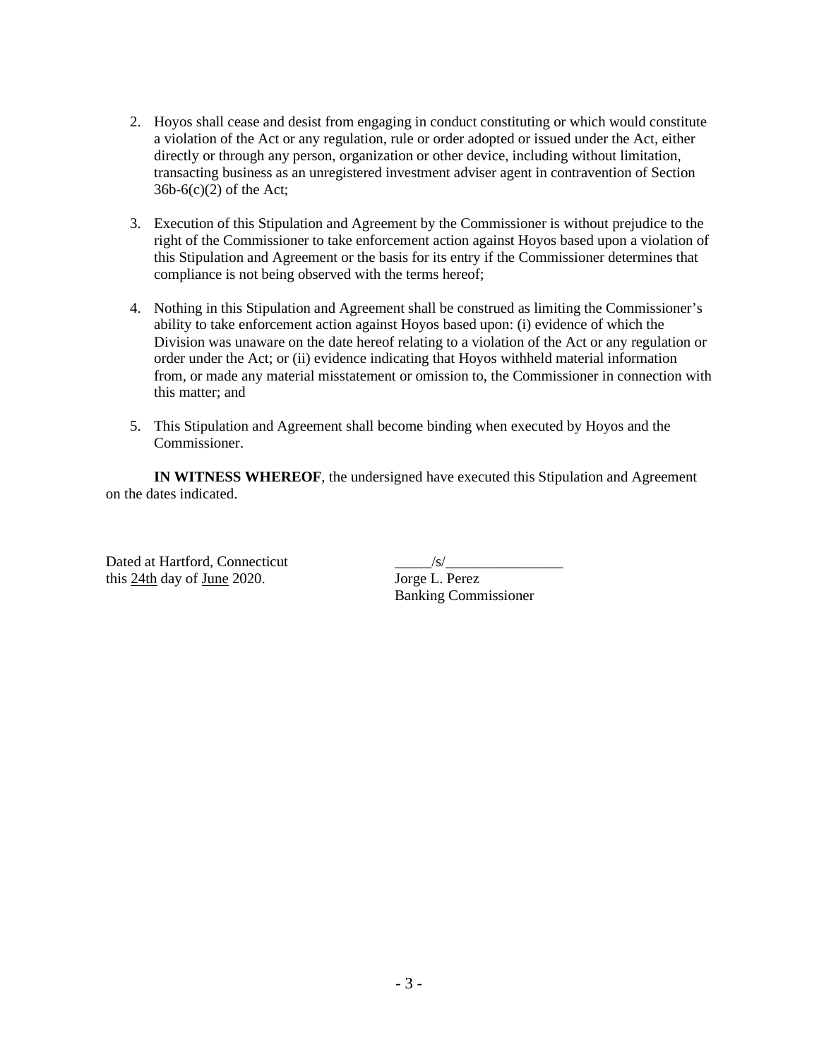2. Hoyos shall cease and desist from engaging in conduct constituting or which would constitute a violation of the Act or any regulation, rule or order adopted or issued under the Act, either directly or through any person, organization or other device, including without limitation, transacting business as an unregistered investment adviser agent in contravention of Section 36b-6(c)(2) of the Act;

3. Execution of this Stipulation and Agreement by the Commissioner is without prejudice to the right of the Commissioner to take enforcement action against Hoyos based upon a violation of this Stipulation and Agreement or the basis for its entry if the Commissioner determines that compliance is not being observed with the terms hereof;

4. Nothing in this Stipulation and Agreement shall be construed as limiting the Commissioner's ability to take enforcement action against Hoyos based upon: (i) evidence of which the Division was unaware on the date hereof relating to a violation of the Act or any regulation or order under the Act; or (ii) evidence indicating that Hoyos withheld material information from, or made any material misstatement or omission to, the Commissioner in connection with this matter; and

5. This Stipulation and Agreement shall become binding when executed by Hoyos and the Commissioner.

**IN WITNESS WHEREOF**, the undersigned have executed this Stipulation and Agreement on the dates indicated.

Dated at Hartford, Connecticut
this 24th day of June 2020.

_____/s/________________
Jorge L. Perez
Banking Commissioner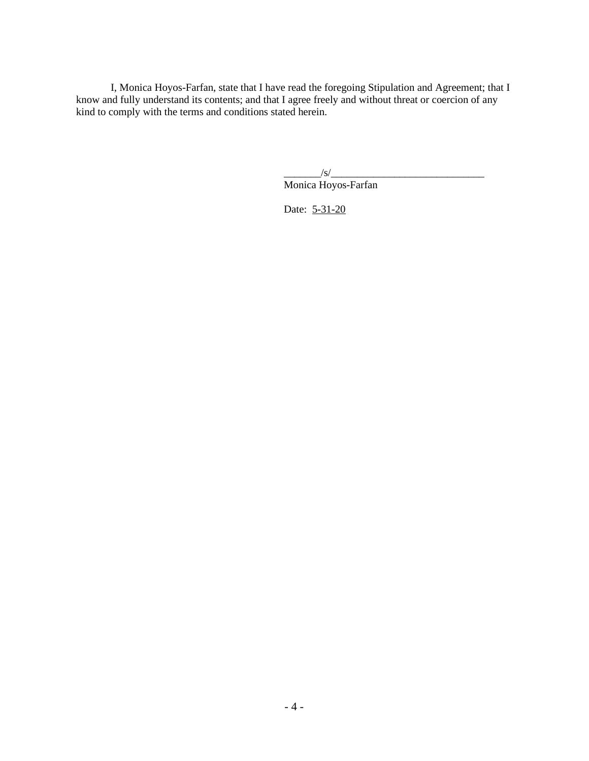I, Monica Hoyos-Farfan, state that I have read the foregoing Stipulation and Agreement; that I know and fully understand its contents; and that I agree freely and without threat or coercion of any kind to comply with the terms and conditions stated herein.

_______/s/______________________________
Monica Hoyos-Farfan

Date: 5-31-20